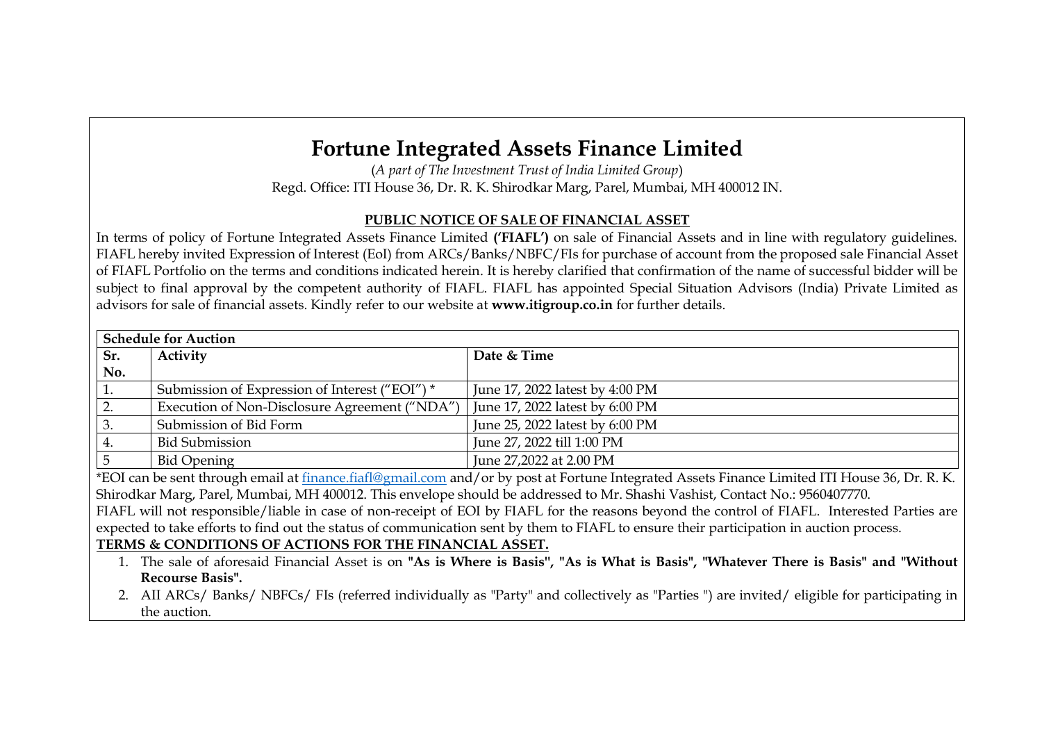# Fortune Integrated Assets Finance Limited

(*A part of The Investment Trust of India Limited Group*)
Regd. Office: ITI House 36, Dr. R. K. Shirodkar Marg, Parel, Mumbai, MH 400012 IN.

## PUBLIC NOTICE OF SALE OF FINANCIAL ASSET

In terms of policy of Fortune Integrated Assets Finance Limited **('FIAFL')** on sale of Financial Assets and in line with regulatory guidelines. FIAFL hereby invited Expression of Interest (EoI) from ARCs/Banks/NBFC/FIs for purchase of account from the proposed sale Financial Asset of FIAFL Portfolio on the terms and conditions indicated herein. It is hereby clarified that confirmation of the name of successful bidder will be subject to final approval by the competent authority of FIAFL. FIAFL has appointed Special Situation Advisors (India) Private Limited as advisors for sale of financial assets. Kindly refer to our website at **www.itigroup.co.in** for further details.

**Schedule for Auction**

| Sr. No. | Activity | Date & Time |
|---|---|---|
| 1. | Submission of Expression of Interest ("EOI") * | June 17, 2022 latest by 4:00 PM |
| 2. | Execution of Non-Disclosure Agreement ("NDA") | June 17, 2022 latest by 6:00 PM |
| 3. | Submission of Bid Form | June 25, 2022 latest by 6:00 PM |
| 4. | Bid Submission | June 27, 2022 till 1:00 PM |
| 5 | Bid Opening | June 27,2022 at 2.00 PM |

*EOI can be sent through email at finance.fiafl@gmail.com and/or by post at Fortune Integrated Assets Finance Limited ITI House 36, Dr. R. K. Shirodkar Marg, Parel, Mumbai, MH 400012. This envelope should be addressed to Mr. Shashi Vashist, Contact No.: 9560407770.
FIAFL will not responsible/liable in case of non-receipt of EOI by FIAFL for the reasons beyond the control of FIAFL. Interested Parties are expected to take efforts to find out the status of communication sent by them to FIAFL to ensure their participation in auction process.

**TERMS & CONDITIONS OF ACTIONS FOR THE FINANCIAL ASSET.**

1. The sale of aforesaid Financial Asset is on **"As is Where is Basis", "As is What is Basis", "Whatever There is Basis" and "Without Recourse Basis".**
2. AII ARCs/ Banks/ NBFCs/ FIs (referred individually as "Party" and collectively as "Parties ") are invited/ eligible for participating in the auction.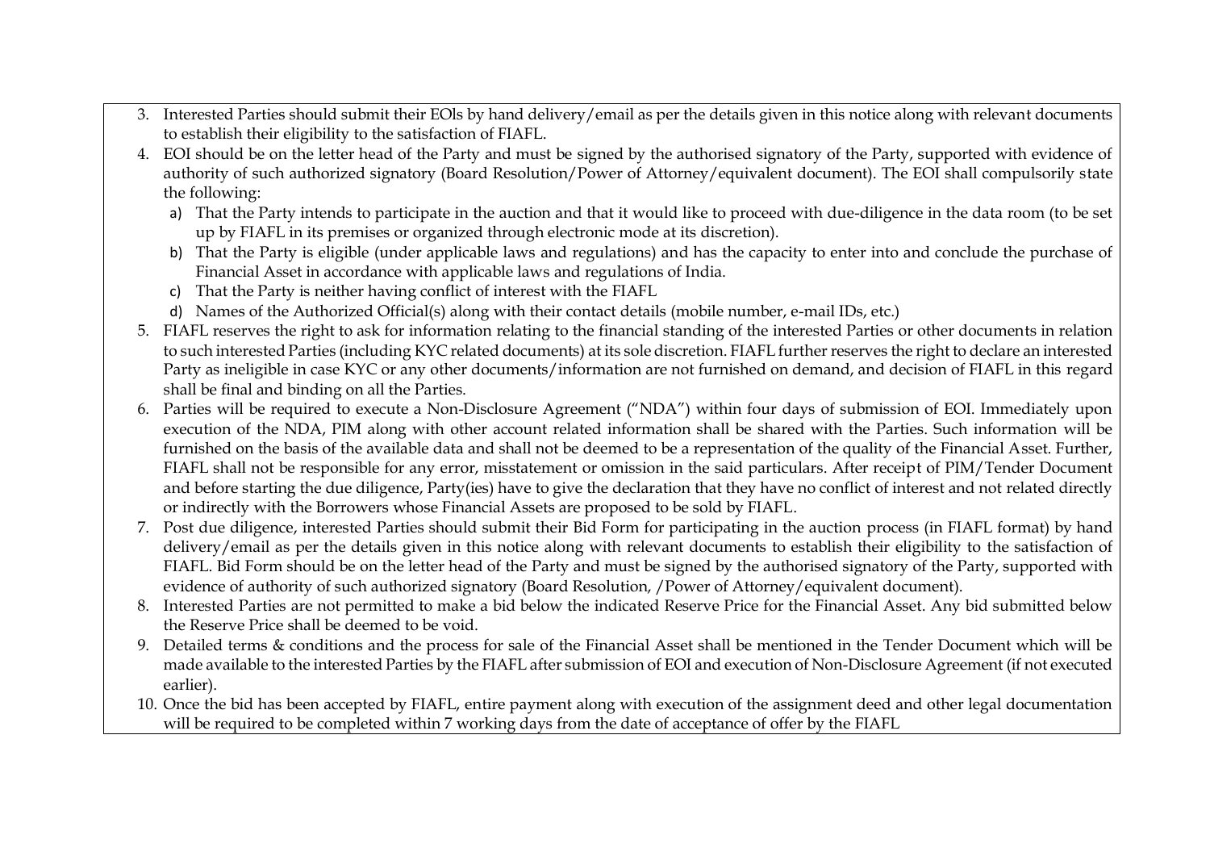3. Interested Parties should submit their EOIs by hand delivery/email as per the details given in this notice along with relevant documents to establish their eligibility to the satisfaction of FIAFL.
4. EOI should be on the letter head of the Party and must be signed by the authorised signatory of the Party, supported with evidence of authority of such authorized signatory (Board Resolution/Power of Attorney/equivalent document). The EOI shall compulsorily state the following:
   a) That the Party intends to participate in the auction and that it would like to proceed with due-diligence in the data room (to be set up by FIAFL in its premises or organized through electronic mode at its discretion).
   b) That the Party is eligible (under applicable laws and regulations) and has the capacity to enter into and conclude the purchase of Financial Asset in accordance with applicable laws and regulations of India.
   c) That the Party is neither having conflict of interest with the FIAFL
   d) Names of the Authorized Official(s) along with their contact details (mobile number, e-mail IDs, etc.)
5. FIAFL reserves the right to ask for information relating to the financial standing of the interested Parties or other documents in relation to such interested Parties (including KYC related documents) at its sole discretion. FIAFL further reserves the right to declare an interested Party as ineligible in case KYC or any other documents/information are not furnished on demand, and decision of FIAFL in this regard shall be final and binding on all the Parties.
6. Parties will be required to execute a Non-Disclosure Agreement ("NDA") within four days of submission of EOI. Immediately upon execution of the NDA, PIM along with other account related information shall be shared with the Parties. Such information will be furnished on the basis of the available data and shall not be deemed to be a representation of the quality of the Financial Asset. Further, FIAFL shall not be responsible for any error, misstatement or omission in the said particulars. After receipt of PIM/Tender Document and before starting the due diligence, Party(ies) have to give the declaration that they have no conflict of interest and not related directly or indirectly with the Borrowers whose Financial Assets are proposed to be sold by FIAFL.
7. Post due diligence, interested Parties should submit their Bid Form for participating in the auction process (in FIAFL format) by hand delivery/email as per the details given in this notice along with relevant documents to establish their eligibility to the satisfaction of FIAFL. Bid Form should be on the letter head of the Party and must be signed by the authorised signatory of the Party, supported with evidence of authority of such authorized signatory (Board Resolution, /Power of Attorney/equivalent document).
8. Interested Parties are not permitted to make a bid below the indicated Reserve Price for the Financial Asset. Any bid submitted below the Reserve Price shall be deemed to be void.
9. Detailed terms & conditions and the process for sale of the Financial Asset shall be mentioned in the Tender Document which will be made available to the interested Parties by the FIAFL after submission of EOI and execution of Non-Disclosure Agreement (if not executed earlier).
10. Once the bid has been accepted by FIAFL, entire payment along with execution of the assignment deed and other legal documentation will be required to be completed within 7 working days from the date of acceptance of offer by the FIAFL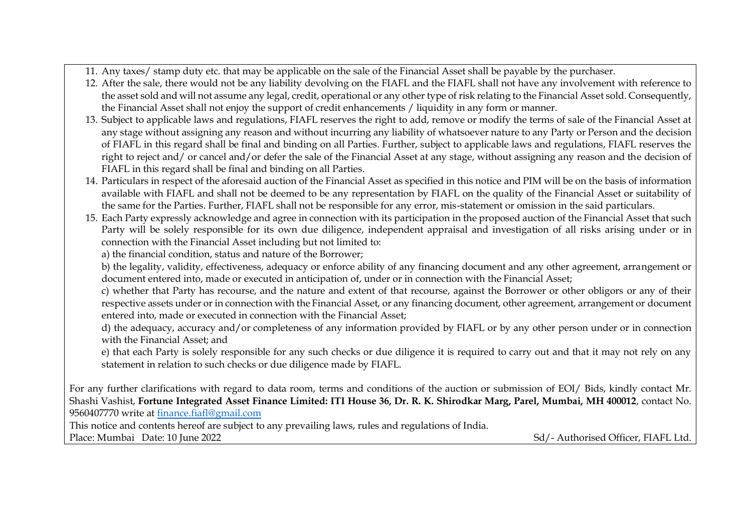11. Any taxes/ stamp duty etc. that may be applicable on the sale of the Financial Asset shall be payable by the purchaser.
12. After the sale, there would not be any liability devolving on the FIAFL and the FIAFL shall not have any involvement with reference to the asset sold and will not assume any legal, credit, operational or any other type of risk relating to the Financial Asset sold. Consequently, the Financial Asset shall not enjoy the support of credit enhancements / liquidity in any form or manner.
13. Subject to applicable laws and regulations, FIAFL reserves the right to add, remove or modify the terms of sale of the Financial Asset at any stage without assigning any reason and without incurring any liability of whatsoever nature to any Party or Person and the decision of FIAFL in this regard shall be final and binding on all Parties. Further, subject to applicable laws and regulations, FIAFL reserves the right to reject and/ or cancel and/or defer the sale of the Financial Asset at any stage, without assigning any reason and the decision of FIAFL in this regard shall be final and binding on all Parties.
14. Particulars in respect of the aforesaid auction of the Financial Asset as specified in this notice and PIM will be on the basis of information available with FIAFL and shall not be deemed to be any representation by FIAFL on the quality of the Financial Asset or suitability of the same for the Parties. Further, FIAFL shall not be responsible for any error, mis-statement or omission in the said particulars.
15. Each Party expressly acknowledge and agree in connection with its participation in the proposed auction of the Financial Asset that such Party will be solely responsible for its own due diligence, independent appraisal and investigation of all risks arising under or in connection with the Financial Asset including but not limited to:

    a) the financial condition, status and nature of the Borrower;

    b) the legality, validity, effectiveness, adequacy or enforce ability of any financing document and any other agreement, arrangement or document entered into, made or executed in anticipation of, under or in connection with the Financial Asset;

    c) whether that Party has recourse, and the nature and extent of that recourse, against the Borrower or other obligors or any of their respective assets under or in connection with the Financial Asset, or any financing document, other agreement, arrangement or document entered into, made or executed in connection with the Financial Asset;

    d) the adequacy, accuracy and/or completeness of any information provided by FIAFL or by any other person under or in connection with the Financial Asset; and

    e) that each Party is solely responsible for any such checks or due diligence it is required to carry out and that it may not rely on any statement in relation to such checks or due diligence made by FIAFL.

For any further clarifications with regard to data room, terms and conditions of the auction or submission of EOI/ Bids, kindly contact Mr. Shashi Vashist, **Fortune Integrated Asset Finance Limited: ITI House 36, Dr. R. K. Shirodkar Marg, Parel, Mumbai, MH 400012**, contact No. 9560407770 write at finance.fiafl@gmail.com

This notice and contents hereof are subject to any prevailing laws, rules and regulations of India.

Place: Mumbai Date: 10 June 2022

Sd/- Authorised Officer, FIAFL Ltd.